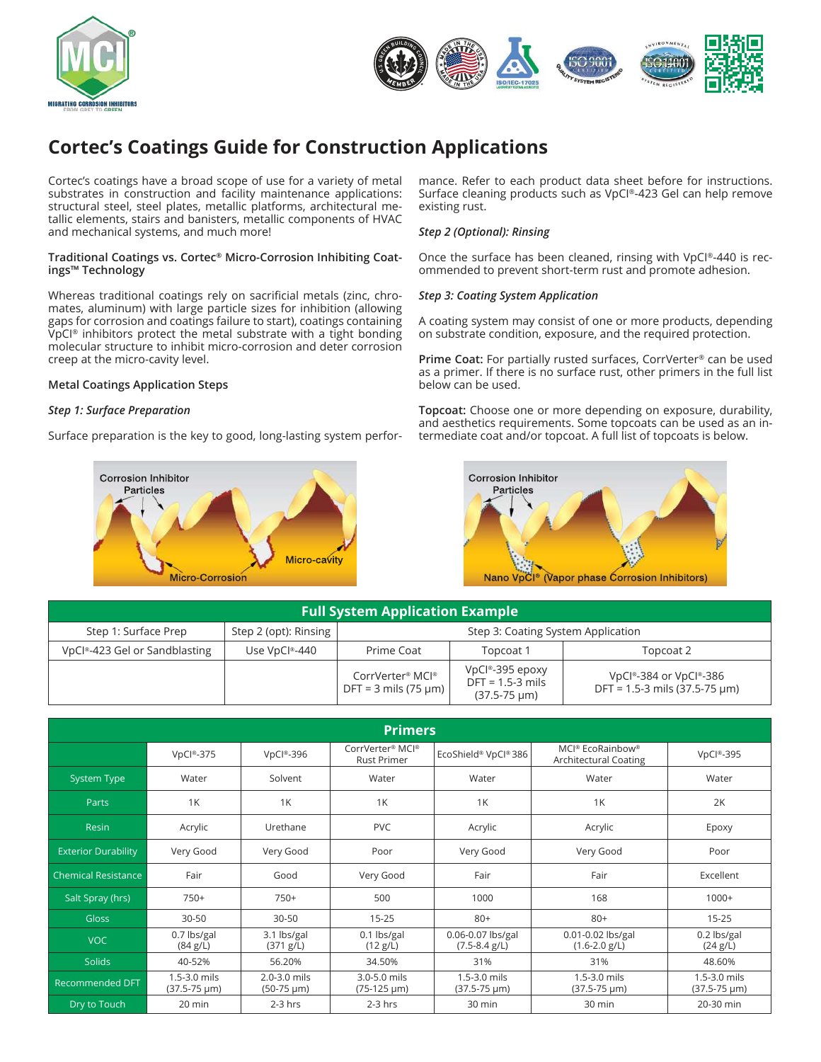# Cortec's Coatings Guide for Construction Applications

Cortec's coatings have a broad scope of use for a variety of metal substrates in construction and facility maintenance applications: structural steel, steel plates, metallic platforms, architectural metallic elements, stairs and banisters, metallic components of HVAC and mechanical systems, and much more!

**Traditional Coatings vs. Cortec® Micro-Corrosion Inhibiting Coatings™ Technology**

Whereas traditional coatings rely on sacrificial metals (zinc, chromates, aluminum) with large particle sizes for inhibition (allowing gaps for corrosion and coatings failure to start), coatings containing VpCI® inhibitors protect the metal substrate with a tight bonding molecular structure to inhibit micro-corrosion and deter corrosion creep at the micro-cavity level.

**Metal Coatings Application Steps**

***Step 1: Surface Preparation***

Surface preparation is the key to good, long-lasting system performance. Refer to each product data sheet before for instructions. Surface cleaning products such as VpCI®-423 Gel can help remove existing rust.

***Step 2 (Optional): Rinsing***

Once the surface has been cleaned, rinsing with VpCI®-440 is recommended to prevent short-term rust and promote adhesion.

***Step 3: Coating System Application***

A coating system may consist of one or more products, depending on substrate condition, exposure, and the required protection.

**Prime Coat:** For partially rusted surfaces, CorrVerter® can be used as a primer. If there is no surface rust, other primers in the full list below can be used.

**Topcoat:** Choose one or more depending on exposure, durability, and aesthetics requirements. Some topcoats can be used as an intermediate coat and/or topcoat. A full list of topcoats is below.

Corrosion Inhibitor Particles — Micro-Corrosion — Micro-cavity

Corrosion Inhibitor Particles — Nano VpCI® (Vapor phase Corrosion Inhibitors)

| Full System Application Example | | | | |
|---|---|---|---|---|
| Step 1: Surface Prep | Step 2 (opt): Rinsing | Step 3: Coating System Application | | |
| VpCI®-423 Gel or Sandblasting | Use VpCI®-440 | Prime Coat | Topcoat 1 | Topcoat 2 |
| | | CorrVerter® MCI® DFT = 3 mils (75 µm) | VpCI®-395 epoxy DFT = 1.5-3 mils (37.5-75 µm) | VpCI®-384 or VpCI®-386 DFT = 1.5-3 mils (37.5-75 µm) |

| Primers | VpCI®-375 | VpCI®-396 | CorrVerter® MCI® Rust Primer | EcoShield® VpCI® 386 | MCI® EcoRainbow® Architectural Coating | VpCI®-395 |
|---|---|---|---|---|---|---|
| System Type | Water | Solvent | Water | Water | Water | Water |
| Parts | 1K | 1K | 1K | 1K | 1K | 2K |
| Resin | Acrylic | Urethane | PVC | Acrylic | Acrylic | Epoxy |
| Exterior Durability | Very Good | Very Good | Poor | Very Good | Very Good | Poor |
| Chemical Resistance | Fair | Good | Very Good | Fair | Fair | Excellent |
| Salt Spray (hrs) | 750+ | 750+ | 500 | 1000 | 168 | 1000+ |
| Gloss | 30-50 | 30-50 | 15-25 | 80+ | 80+ | 15-25 |
| VOC | 0.7 lbs/gal (84 g/L) | 3.1 lbs/gal (371 g/L) | 0.1 lbs/gal (12 g/L) | 0.06-0.07 lbs/gal (7.5-8.4 g/L) | 0.01-0.02 lbs/gal (1.6-2.0 g/L) | 0.2 lbs/gal (24 g/L) |
| Solids | 40-52% | 56.20% | 34.50% | 31% | 31% | 48.60% |
| Recommended DFT | 1.5-3.0 mils (37.5-75 µm) | 2.0-3.0 mils (50-75 µm) | 3.0-5.0 mils (75-125 µm) | 1.5-3.0 mils (37.5-75 µm) | 1.5-3.0 mils (37.5-75 µm) | 1.5-3.0 mils (37.5-75 µm) |
| Dry to Touch | 20 min | 2-3 hrs | 2-3 hrs | 30 min | 30 min | 20-30 min |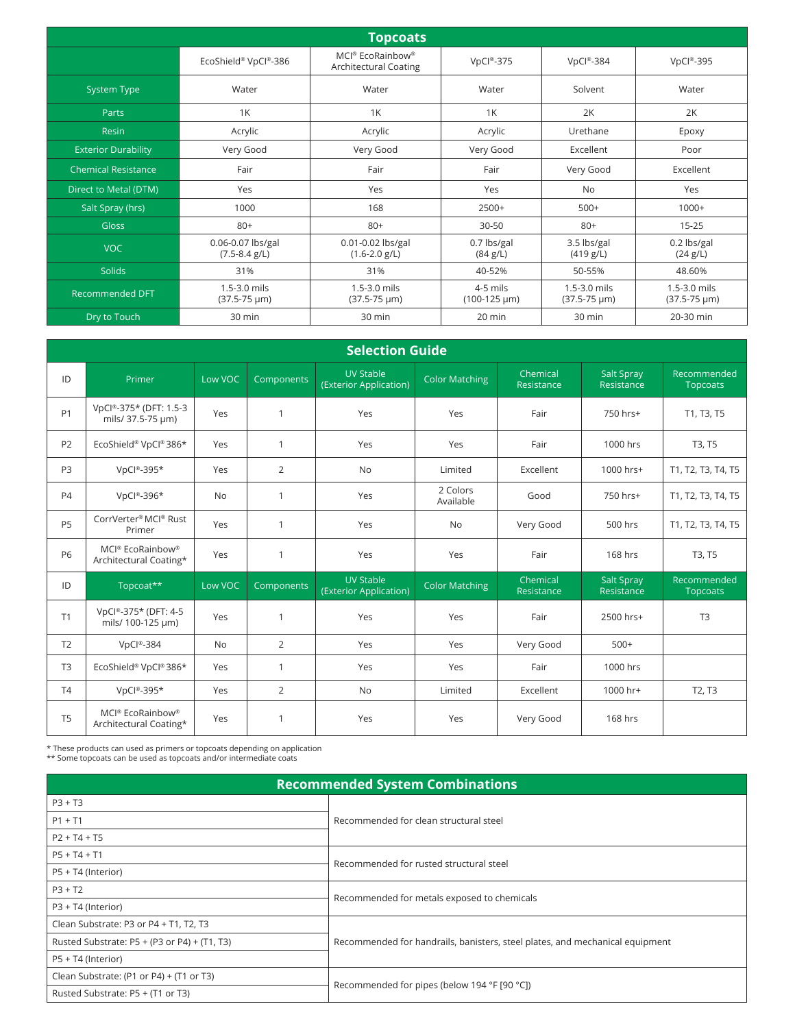## Topcoats

| | EcoShield® VpCI®-386 | MCI® EcoRainbow® Architectural Coating | VpCI®-375 | VpCI®-384 | VpCI®-395 |
|---|---|---|---|---|---|
| System Type | Water | Water | Water | Solvent | Water |
| Parts | 1K | 1K | 1K | 2K | 2K |
| Resin | Acrylic | Acrylic | Acrylic | Urethane | Epoxy |
| Exterior Durability | Very Good | Very Good | Very Good | Excellent | Poor |
| Chemical Resistance | Fair | Fair | Fair | Very Good | Excellent |
| Direct to Metal (DTM) | Yes | Yes | Yes | No | Yes |
| Salt Spray (hrs) | 1000 | 168 | 2500+ | 500+ | 1000+ |
| Gloss | 80+ | 80+ | 30-50 | 80+ | 15-25 |
| VOC | 0.06-0.07 lbs/gal (7.5-8.4 g/L) | 0.01-0.02 lbs/gal (1.6-2.0 g/L) | 0.7 lbs/gal (84 g/L) | 3.5 lbs/gal (419 g/L) | 0.2 lbs/gal (24 g/L) |
| Solids | 31% | 31% | 40-52% | 50-55% | 48.60% |
| Recommended DFT | 1.5-3.0 mils (37.5-75 µm) | 1.5-3.0 mils (37.5-75 µm) | 4-5 mils (100-125 µm) | 1.5-3.0 mils (37.5-75 µm) | 1.5-3.0 mils (37.5-75 µm) |
| Dry to Touch | 30 min | 30 min | 20 min | 30 min | 20-30 min |

## Selection Guide

| ID | Primer | Low VOC | Components | UV Stable (Exterior Application) | Color Matching | Chemical Resistance | Salt Spray Resistance | Recommended Topcoats |
|---|---|---|---|---|---|---|---|---|
| P1 | VpCI®-375* (DFT: 1.5-3 mils/ 37.5-75 µm) | Yes | 1 | Yes | Yes | Fair | 750 hrs+ | T1, T3, T5 |
| P2 | EcoShield® VpCI® 386* | Yes | 1 | Yes | Yes | Fair | 1000 hrs | T3, T5 |
| P3 | VpCI®-395* | Yes | 2 | No | Limited | Excellent | 1000 hrs+ | T1, T2, T3, T4, T5 |
| P4 | VpCI®-396* | No | 1 | Yes | 2 Colors Available | Good | 750 hrs+ | T1, T2, T3, T4, T5 |
| P5 | CorrVerter® MCI® Rust Primer | Yes | 1 | Yes | No | Very Good | 500 hrs | T1, T2, T3, T4, T5 |
| P6 | MCI® EcoRainbow® Architectural Coating* | Yes | 1 | Yes | Yes | Fair | 168 hrs | T3, T5 |
| **ID** | **Topcoat**** | **Low VOC** | **Components** | **UV Stable (Exterior Application)** | **Color Matching** | **Chemical Resistance** | **Salt Spray Resistance** | **Recommended Topcoats** |
| T1 | VpCI®-375* (DFT: 4-5 mils/ 100-125 µm) | Yes | 1 | Yes | Yes | Fair | 2500 hrs+ | T3 |
| T2 | VpCI®-384 | No | 2 | Yes | Yes | Very Good | 500+ | |
| T3 | EcoShield® VpCI® 386* | Yes | 1 | Yes | Yes | Fair | 1000 hrs | |
| T4 | VpCI®-395* | Yes | 2 | No | Limited | Excellent | 1000 hr+ | T2, T3 |
| T5 | MCI® EcoRainbow® Architectural Coating* | Yes | 1 | Yes | Yes | Very Good | 168 hrs | |

\* These products can used as primers or topcoats depending on application
\*\* Some topcoats can be used as topcoats and/or intermediate coats

## Recommended System Combinations

| | |
|---|---|
| P3 + T3 | Recommended for clean structural steel |
| P1 + T1 | |
| P2 + T4 + T5 | |
| P5 + T4 + T1 | Recommended for rusted structural steel |
| P5 + T4 (Interior) | |
| P3 + T2 | Recommended for metals exposed to chemicals |
| P3 + T4 (Interior) | |
| Clean Substrate: P3 or P4 + T1, T2, T3 | Recommended for handrails, banisters, steel plates, and mechanical equipment |
| Rusted Substrate: P5 + (P3 or P4) + (T1, T3) | |
| P5 + T4 (Interior) | |
| Clean Substrate: (P1 or P4) + (T1 or T3) | Recommended for pipes (below 194 °F [90 °C]) |
| Rusted Substrate: P5 + (T1 or T3) | |